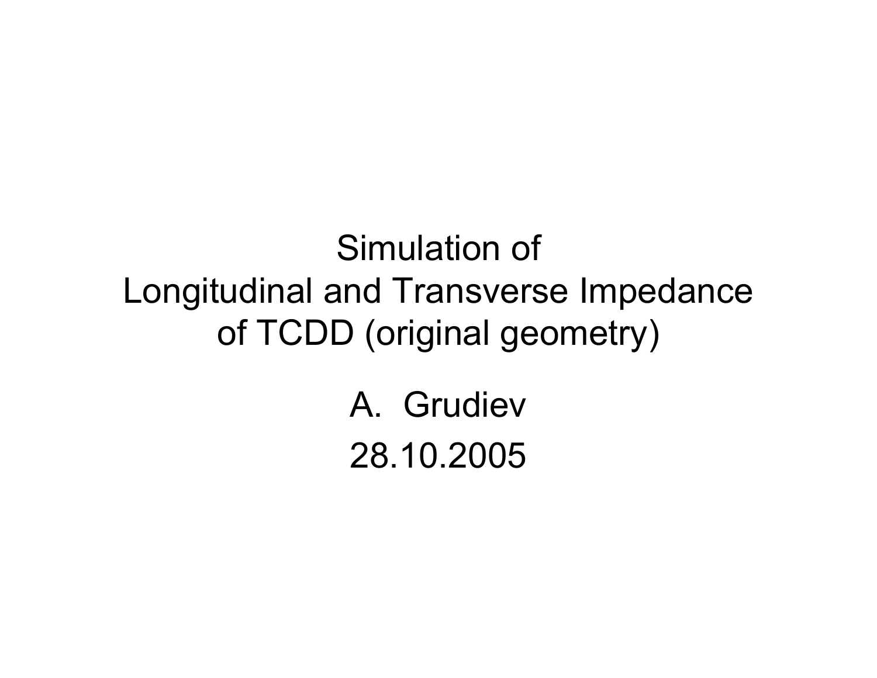# Simulation of Longitudinal and Transverse Impedance of TCDD (original geometry)

A. Grudiev

28.10.2005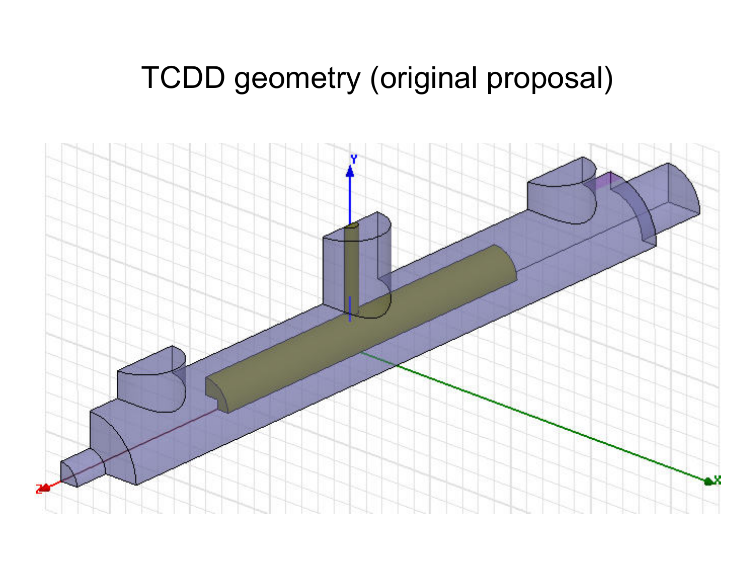# TCDD geometry (original proposal)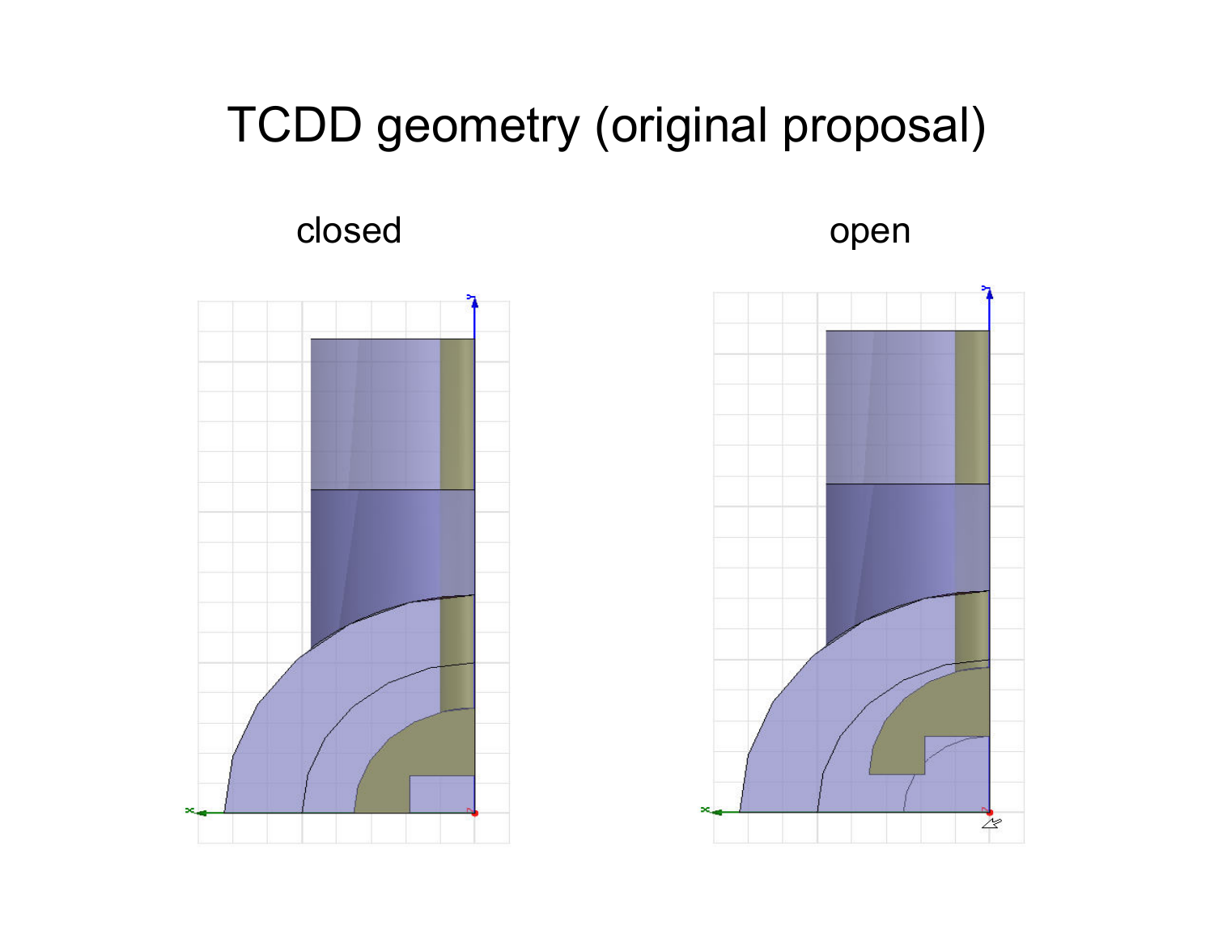# TCDD geometry (original proposal)

closed

open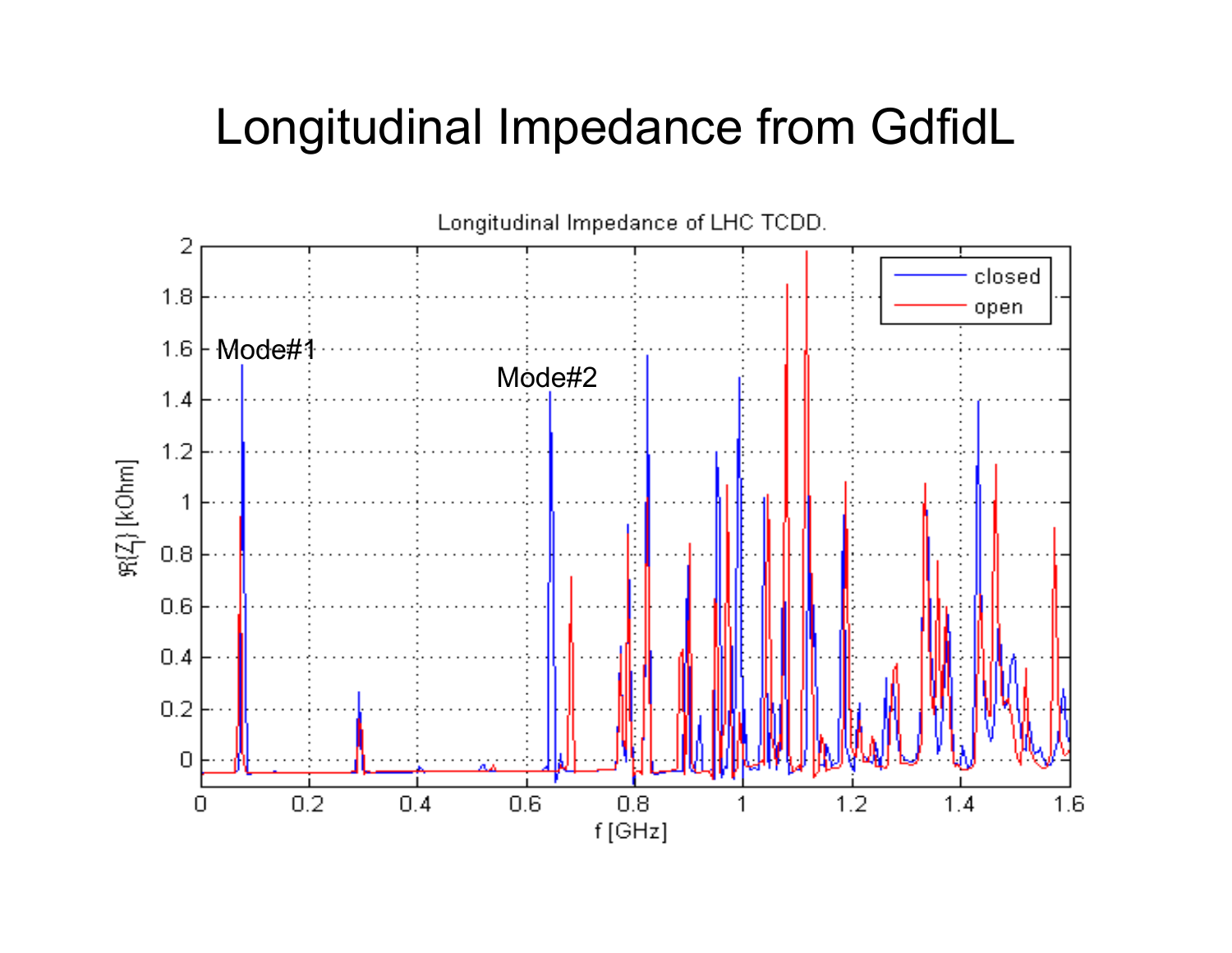# Longitudinal Impedance from GdfidL

Longitudinal Impedance of LHC TCDD.

Mode#1

Mode#2

closed

open

$\Re\{Z_{\parallel}\}$ [kOhm]

f [GHz]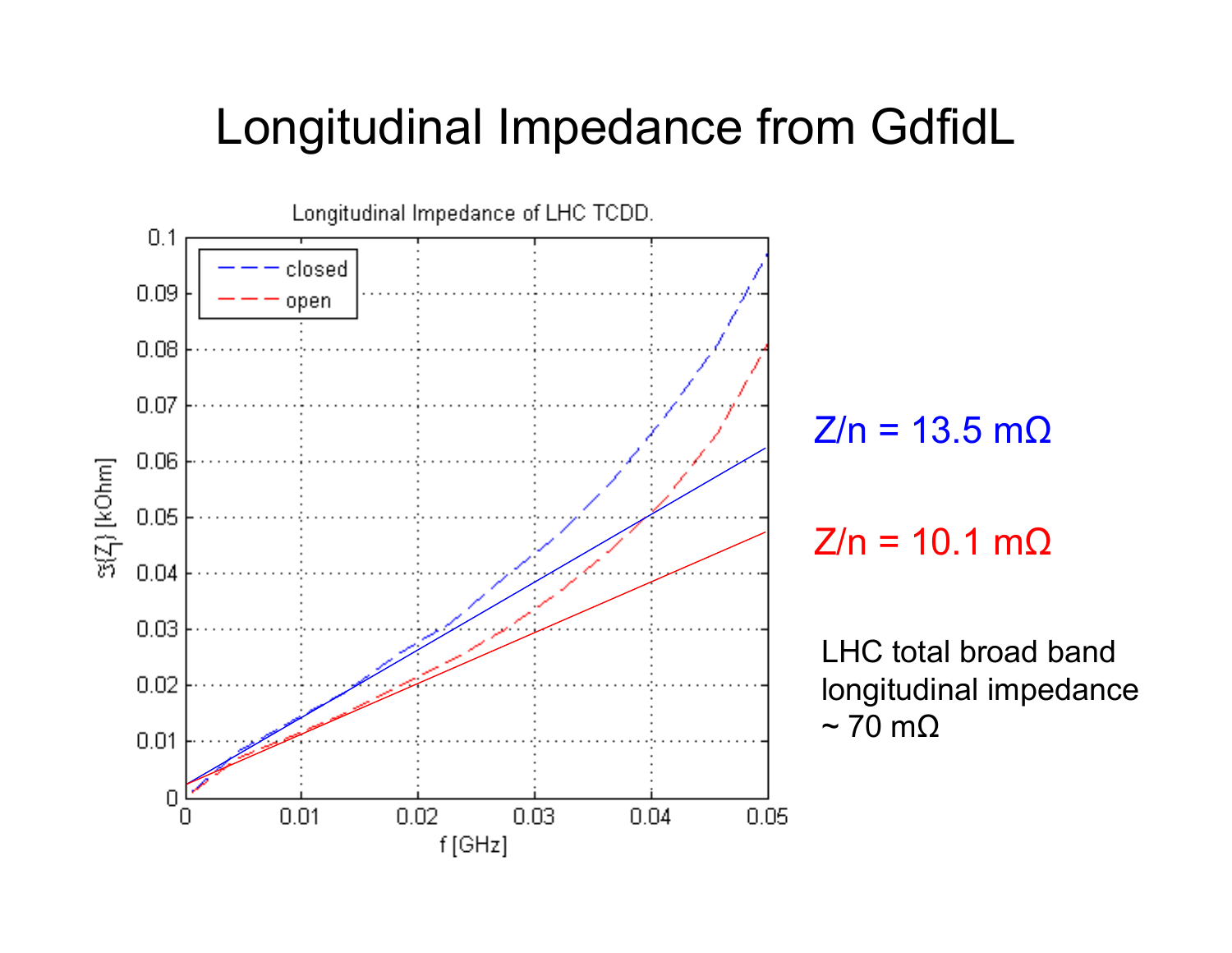# Longitudinal Impedance from GdfidL

Longitudinal Impedance of LHC TCDD.

closed

open

$\Im\{Z_\parallel\}$ [kOhm]

f [GHz]

Z/n = 13.5 mΩ

Z/n = 10.1 mΩ

LHC total broad band longitudinal impedance ~ 70 mΩ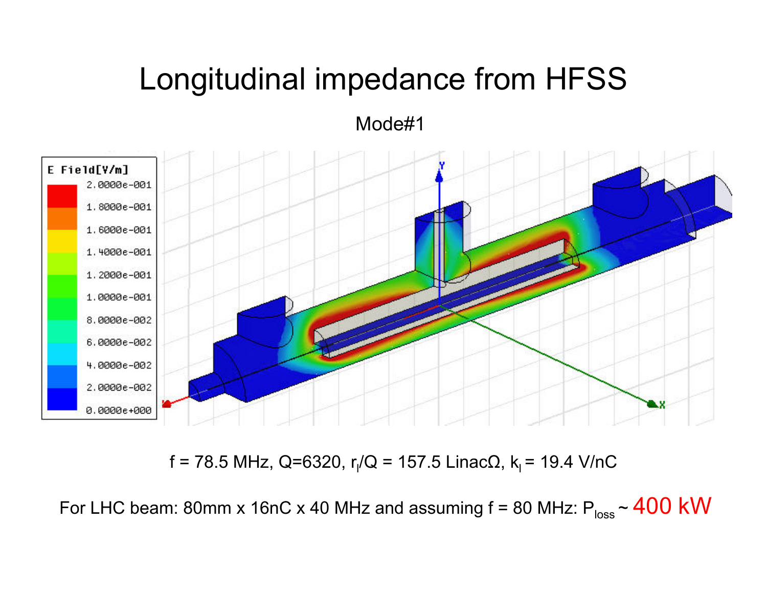# Longitudinal impedance from HFSS

Mode#1

f = 78.5 MHz, Q=6320, $r_l/Q$ = 157.5 LinacΩ, $k_l$ = 19.4 V/nC

For LHC beam: 80mm x 16nC x 40 MHz and assuming f = 80 MHz: $P_{loss}$ ~ 400 kW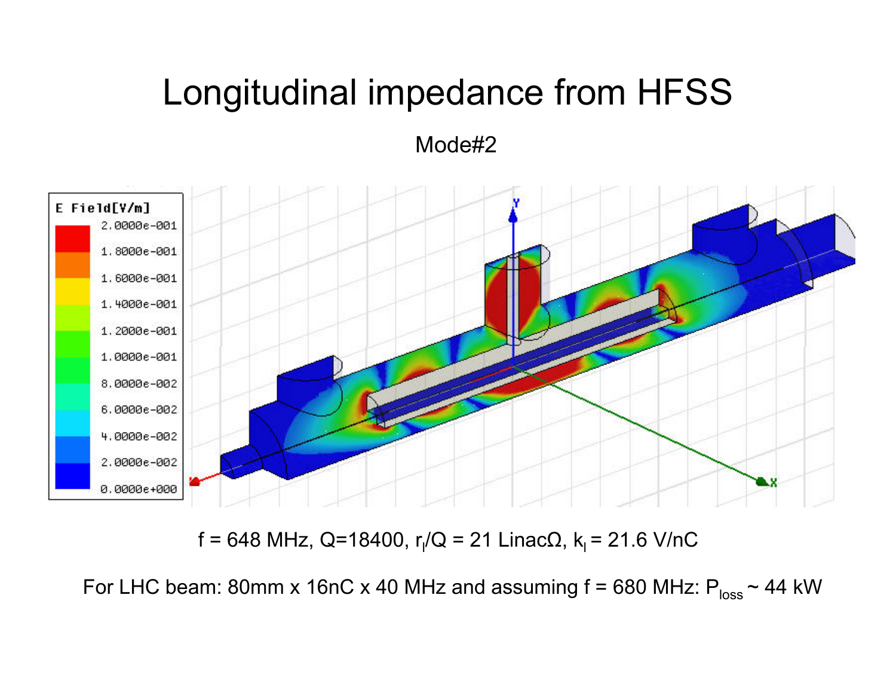# Longitudinal impedance from HFSS

Mode#2

f = 648 MHz, Q=18400, $r_l/Q$ = 21 LinacΩ, $k_l$ = 21.6 V/nC

For LHC beam: 80mm x 16nC x 40 MHz and assuming f = 680 MHz: $P_{loss}$ ~ 44 kW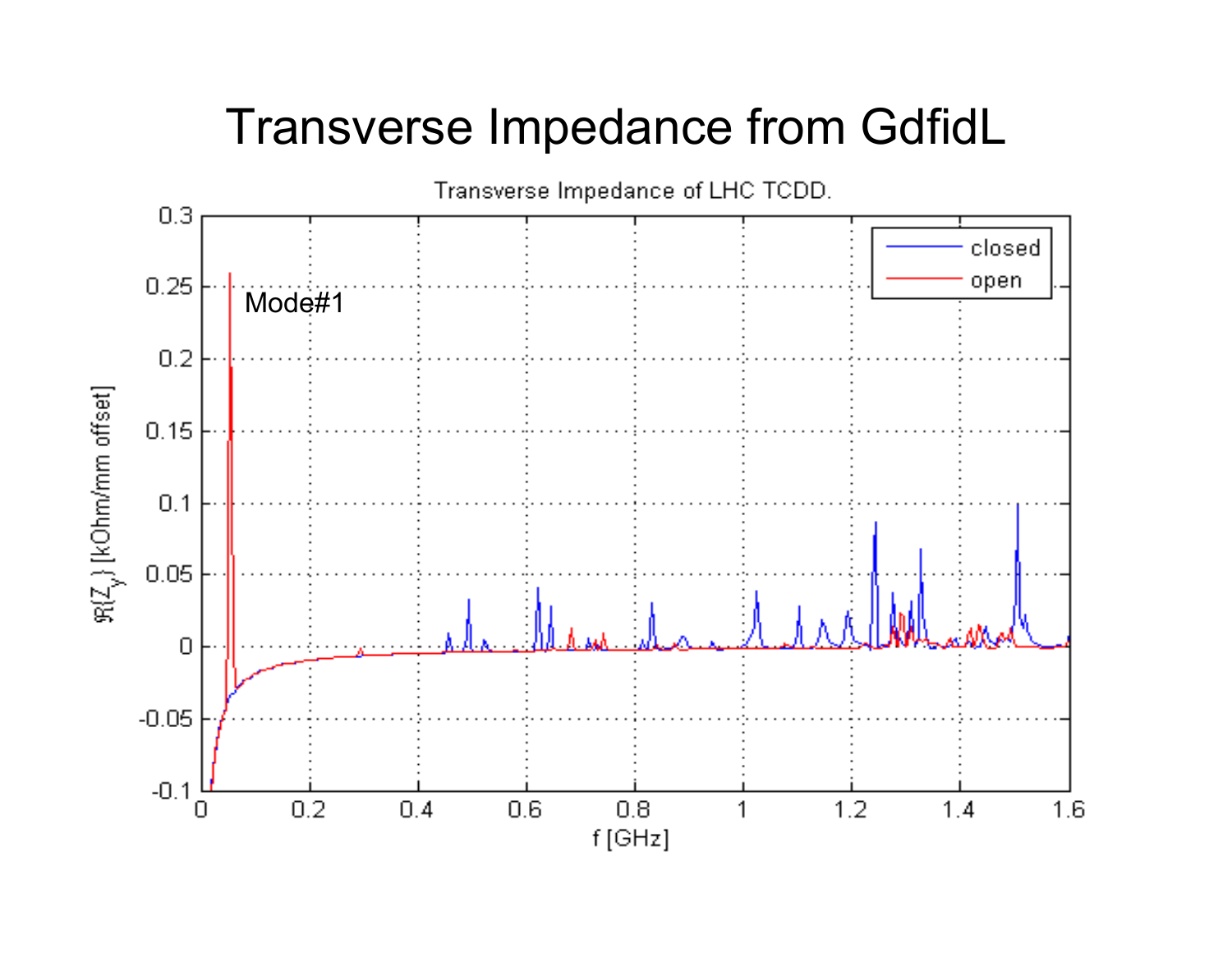# Transverse Impedance from GdfidL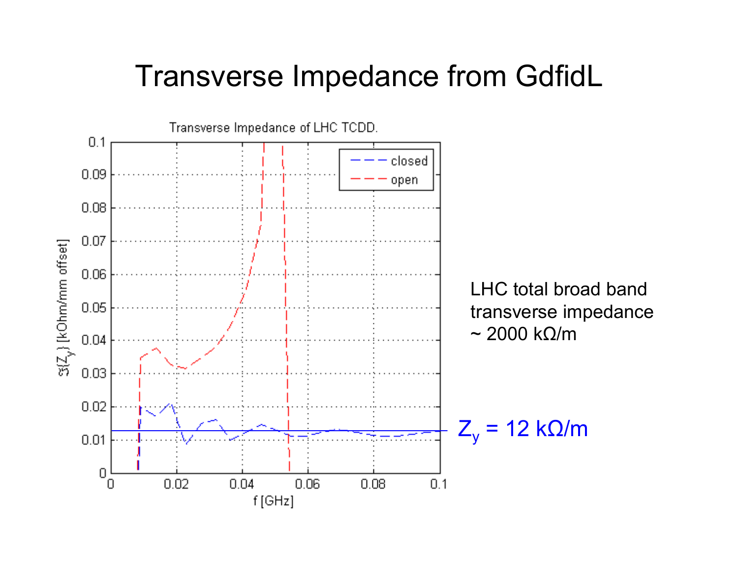# Transverse Impedance from GdfidL

Transverse Impedance of LHC TCDD.

LHC total broad band transverse impedance ~ 2000 kΩ/m

$Z_y$ = 12 kΩ/m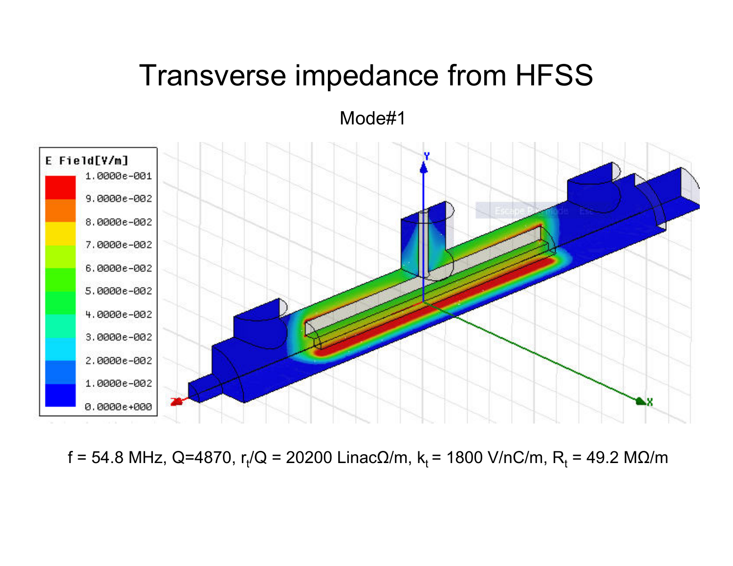# Transverse impedance from HFSS

Mode#1

f = 54.8 MHz, Q=4870, $r_t/Q$ = 20200 LinacΩ/m, $k_t$ = 1800 V/nC/m, $R_t$ = 49.2 MΩ/m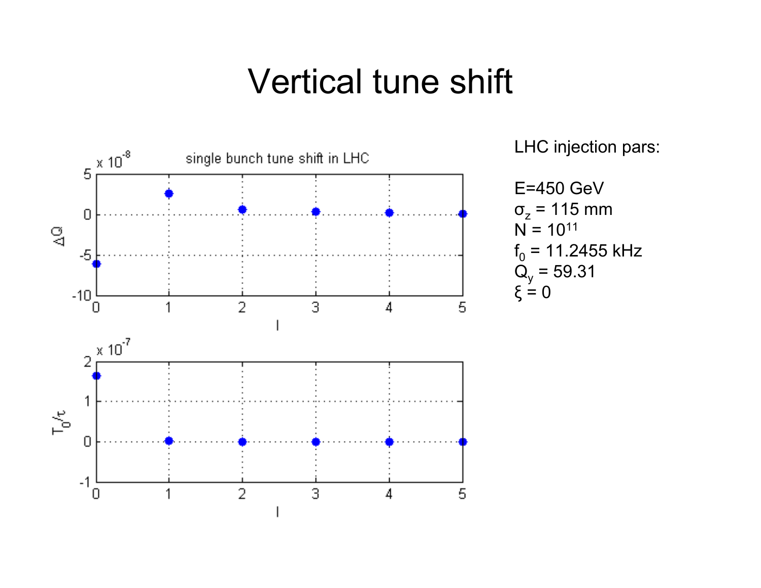# Vertical tune shift

LHC injection pars:

E=450 GeV

$\sigma_z$ = 115 mm

N = $10^{11}$

$f_0$ = 11.2455 kHz

$Q_y$ = 59.31

$\xi$ = 0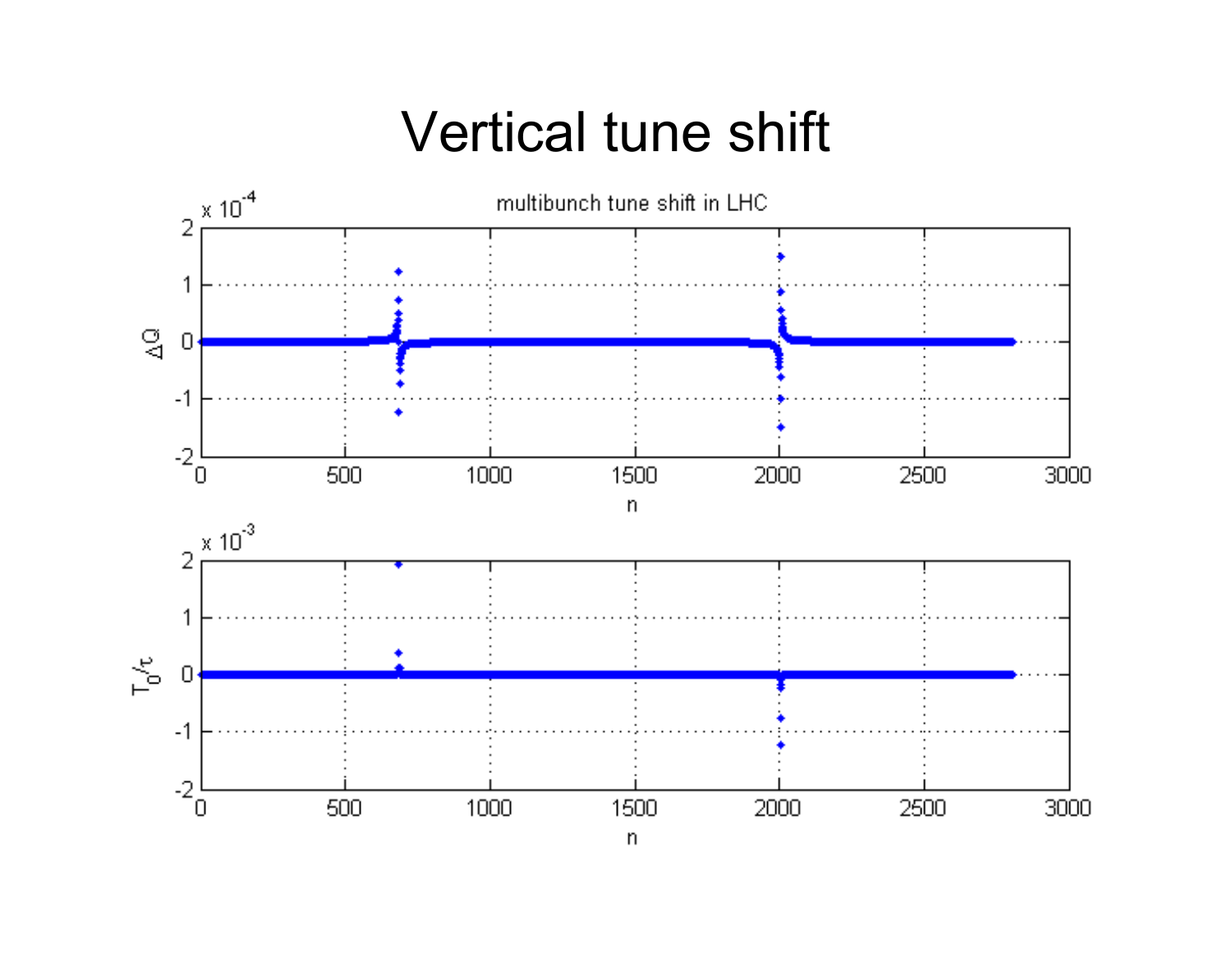# Vertical tune shift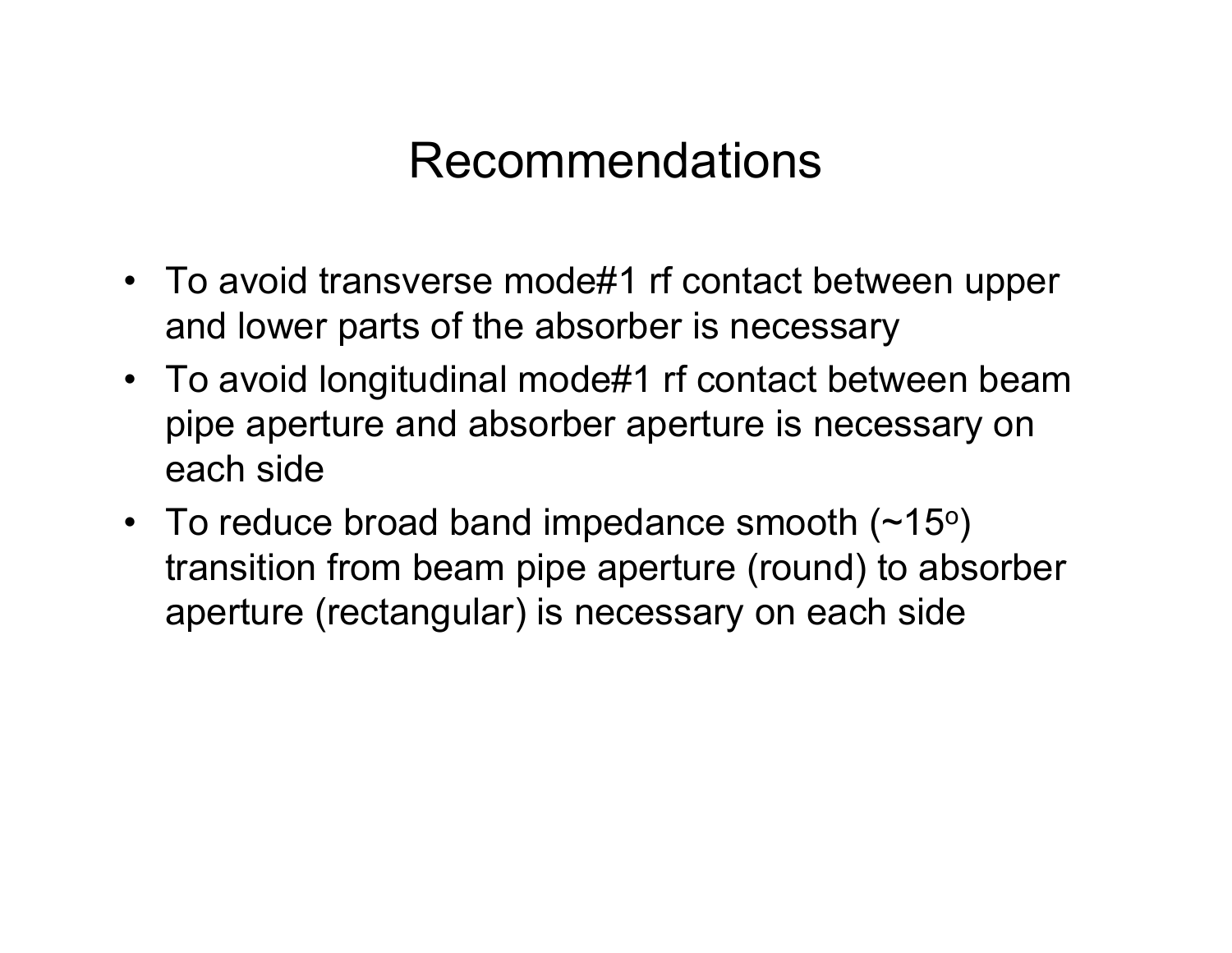# Recommendations

- To avoid transverse mode#1 rf contact between upper and lower parts of the absorber is necessary
- To avoid longitudinal mode#1 rf contact between beam pipe aperture and absorber aperture is necessary on each side
- To reduce broad band impedance smooth (~15$^o$) transition from beam pipe aperture (round) to absorber aperture (rectangular) is necessary on each side